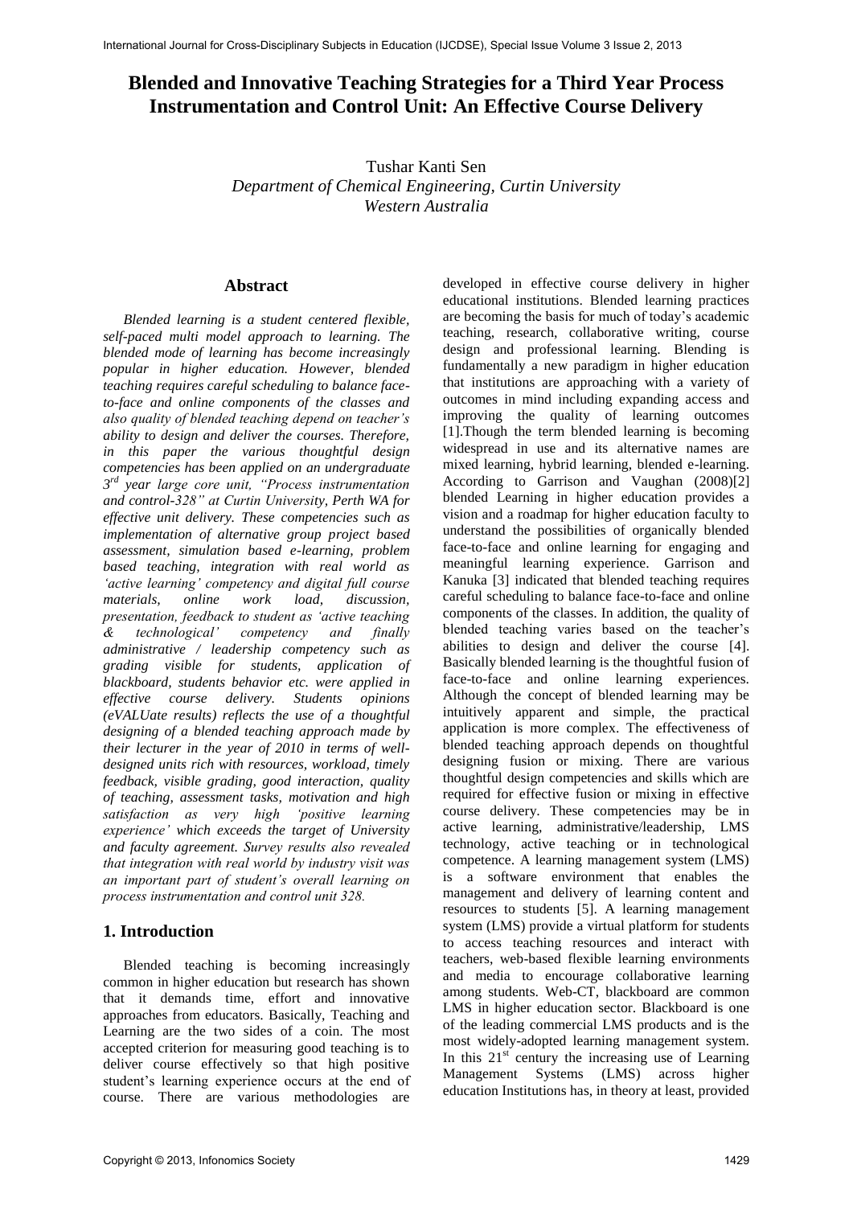# Blended and Innovative Teaching Strategies for a Third Year Process Instrumentation and Control Unit: An Effective Course Delivery

Tushar Kanti Sen
*Department of Chemical Engineering, Curtin University*
*Western Australia*

## Abstract

*Blended learning is a student centered flexible, self-paced multi model approach to learning. The blended mode of learning has become increasingly popular in higher education. However, blended teaching requires careful scheduling to balance face-to-face and online components of the classes and also quality of blended teaching depend on teacher's ability to design and deliver the courses. Therefore, in this paper the various thoughtful design competencies has been applied on an undergraduate 3rd year large core unit, "Process instrumentation and control-328" at Curtin University, Perth WA for effective unit delivery. These competencies such as implementation of alternative group project based assessment, simulation based e-learning, problem based teaching, integration with real world as 'active learning' competency and digital full course materials, online work load, discussion, presentation, feedback to student as 'active teaching & technological' competency and finally administrative / leadership competency such as grading visible for students, application of blackboard, students behavior etc. were applied in effective course delivery. Students opinions (eVALUate results) reflects the use of a thoughtful designing of a blended teaching approach made by their lecturer in the year of 2010 in terms of well-designed units rich with resources, workload, timely feedback, visible grading, good interaction, quality of teaching, assessment tasks, motivation and high satisfaction as very high 'positive learning experience' which exceeds the target of University and faculty agreement. Survey results also revealed that integration with real world by industry visit was an important part of student's overall learning on process instrumentation and control unit 328.*

## 1. Introduction

Blended teaching is becoming increasingly common in higher education but research has shown that it demands time, effort and innovative approaches from educators. Basically, Teaching and Learning are the two sides of a coin. The most accepted criterion for measuring good teaching is to deliver course effectively so that high positive student's learning experience occurs at the end of course. There are various methodologies are developed in effective course delivery in higher educational institutions. Blended learning practices are becoming the basis for much of today's academic teaching, research, collaborative writing, course design and professional learning. Blending is fundamentally a new paradigm in higher education that institutions are approaching with a variety of outcomes in mind including expanding access and improving the quality of learning outcomes [1].Though the term blended learning is becoming widespread in use and its alternative names are mixed learning, hybrid learning, blended e-learning. According to Garrison and Vaughan (2008)[2] blended Learning in higher education provides a vision and a roadmap for higher education faculty to understand the possibilities of organically blended face-to-face and online learning for engaging and meaningful learning experience. Garrison and Kanuka [3] indicated that blended teaching requires careful scheduling to balance face-to-face and online components of the classes. In addition, the quality of blended teaching varies based on the teacher's abilities to design and deliver the course [4]. Basically blended learning is the thoughtful fusion of face-to-face and online learning experiences. Although the concept of blended learning may be intuitively apparent and simple, the practical application is more complex. The effectiveness of blended teaching approach depends on thoughtful designing fusion or mixing. There are various thoughtful design competencies and skills which are required for effective fusion or mixing in effective course delivery. These competencies may be in active learning, administrative/leadership, LMS technology, active teaching or in technological competence. A learning management system (LMS) is a software environment that enables the management and delivery of learning content and resources to students [5]. A learning management system (LMS) provide a virtual platform for students to access teaching resources and interact with teachers, web-based flexible learning environments and media to encourage collaborative learning among students. Web-CT, blackboard are common LMS in higher education sector. Blackboard is one of the leading commercial LMS products and is the most widely-adopted learning management system. In this 21st century the increasing use of Learning Management Systems (LMS) across higher education Institutions has, in theory at least, provided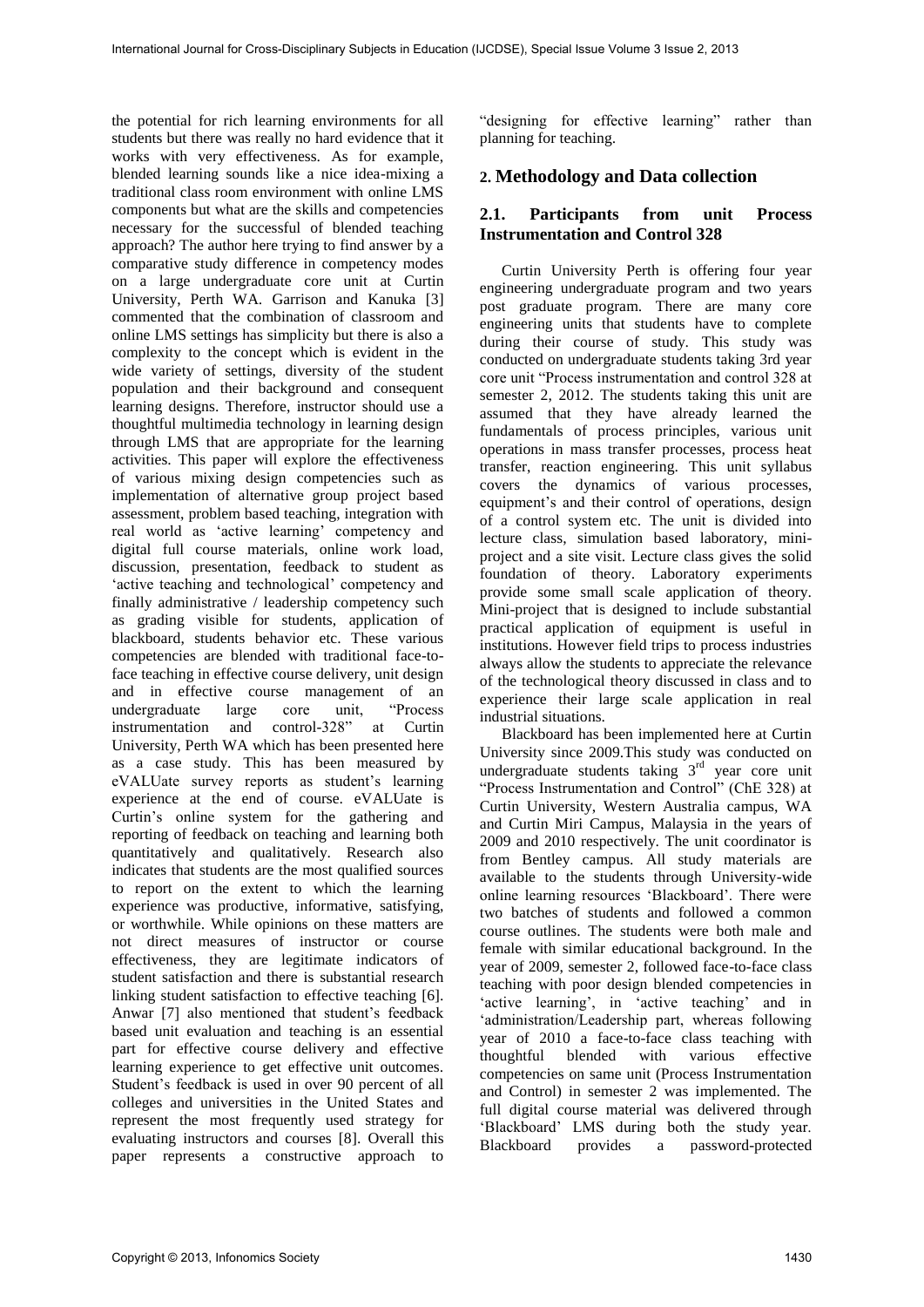the potential for rich learning environments for all students but there was really no hard evidence that it works with very effectiveness. As for example, blended learning sounds like a nice idea-mixing a traditional class room environment with online LMS components but what are the skills and competencies necessary for the successful of blended teaching approach? The author here trying to find answer by a comparative study difference in competency modes on a large undergraduate core unit at Curtin University, Perth WA. Garrison and Kanuka [3] commented that the combination of classroom and online LMS settings has simplicity but there is also a complexity to the concept which is evident in the wide variety of settings, diversity of the student population and their background and consequent learning designs. Therefore, instructor should use a thoughtful multimedia technology in learning design through LMS that are appropriate for the learning activities. This paper will explore the effectiveness of various mixing design competencies such as implementation of alternative group project based assessment, problem based teaching, integration with real world as 'active learning' competency and digital full course materials, online work load, discussion, presentation, feedback to student as 'active teaching and technological' competency and finally administrative / leadership competency such as grading visible for students, application of blackboard, students behavior etc. These various competencies are blended with traditional face-to-face teaching in effective course delivery, unit design and in effective course management of an undergraduate large core unit, "Process instrumentation and control-328" at Curtin University, Perth WA which has been presented here as a case study. This has been measured by eVALUate survey reports as student's learning experience at the end of course. eVALUate is Curtin's online system for the gathering and reporting of feedback on teaching and learning both quantitatively and qualitatively. Research also indicates that students are the most qualified sources to report on the extent to which the learning experience was productive, informative, satisfying, or worthwhile. While opinions on these matters are not direct measures of instructor or course effectiveness, they are legitimate indicators of student satisfaction and there is substantial research linking student satisfaction to effective teaching [6]. Anwar [7] also mentioned that student's feedback based unit evaluation and teaching is an essential part for effective course delivery and effective learning experience to get effective unit outcomes. Student's feedback is used in over 90 percent of all colleges and universities in the United States and represent the most frequently used strategy for evaluating instructors and courses [8]. Overall this paper represents a constructive approach to "designing for effective learning" rather than planning for teaching.

## 2. Methodology and Data collection

### 2.1. Participants from unit Process Instrumentation and Control 328

Curtin University Perth is offering four year engineering undergraduate program and two years post graduate program. There are many core engineering units that students have to complete during their course of study. This study was conducted on undergraduate students taking 3rd year core unit "Process instrumentation and control 328 at semester 2, 2012. The students taking this unit are assumed that they have already learned the fundamentals of process principles, various unit operations in mass transfer processes, process heat transfer, reaction engineering. This unit syllabus covers the dynamics of various processes, equipment's and their control of operations, design of a control system etc. The unit is divided into lecture class, simulation based laboratory, mini-project and a site visit. Lecture class gives the solid foundation of theory. Laboratory experiments provide some small scale application of theory. Mini-project that is designed to include substantial practical application of equipment is useful in institutions. However field trips to process industries always allow the students to appreciate the relevance of the technological theory discussed in class and to experience their large scale application in real industrial situations.

Blackboard has been implemented here at Curtin University since 2009.This study was conducted on undergraduate students taking 3rd year core unit "Process Instrumentation and Control" (ChE 328) at Curtin University, Western Australia campus, WA and Curtin Miri Campus, Malaysia in the years of 2009 and 2010 respectively. The unit coordinator is from Bentley campus. All study materials are available to the students through University-wide online learning resources 'Blackboard'. There were two batches of students and followed a common course outlines. The students were both male and female with similar educational background. In the year of 2009, semester 2, followed face-to-face class teaching with poor design blended competencies in 'active learning', in 'active teaching' and in 'administration/Leadership part, whereas following year of 2010 a face-to-face class teaching with thoughtful blended with various effective competencies on same unit (Process Instrumentation and Control) in semester 2 was implemented. The full digital course material was delivered through 'Blackboard' LMS during both the study year. Blackboard provides a password-protected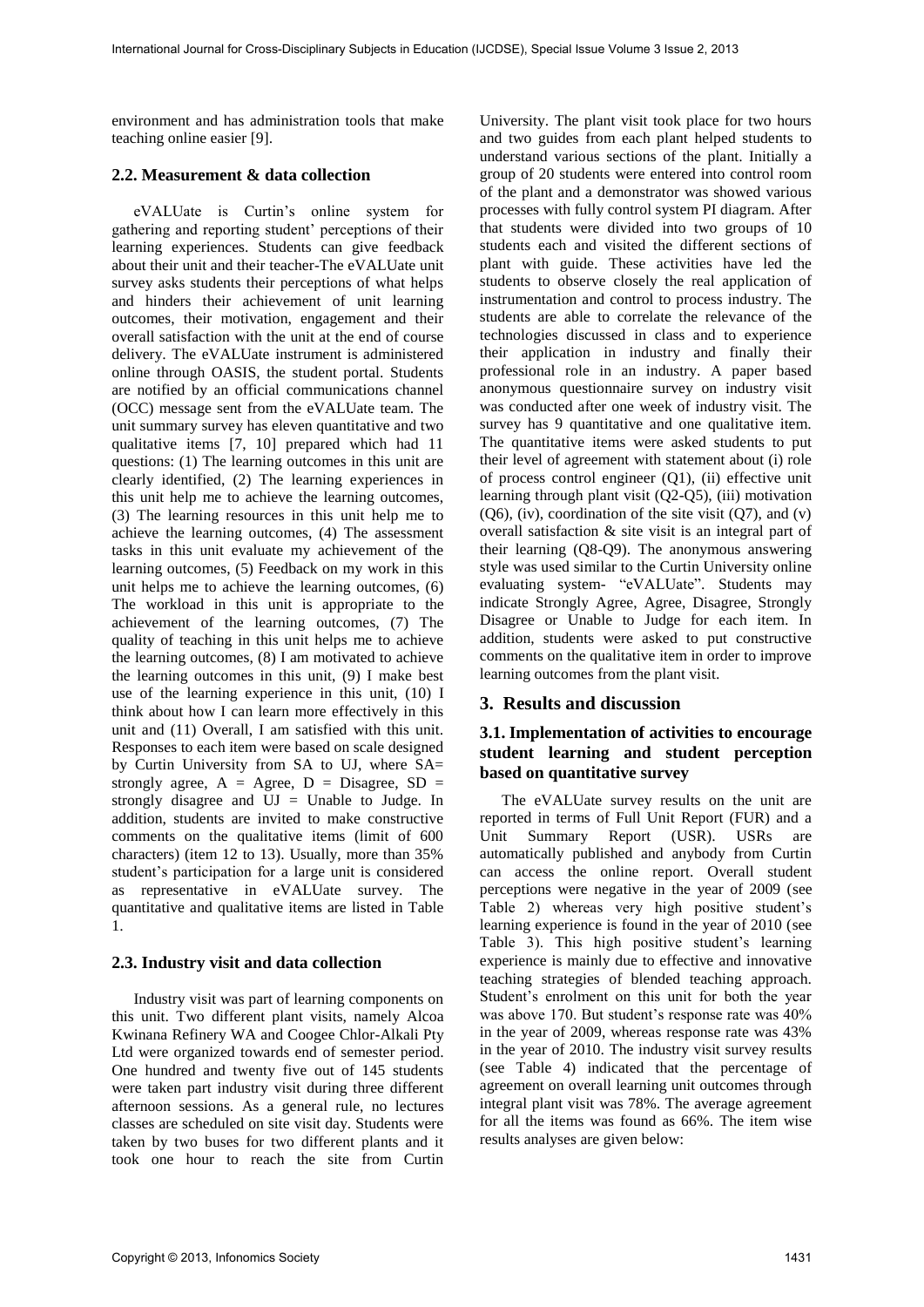environment and has administration tools that make teaching online easier [9].

### 2.2. Measurement & data collection

eVALUate is Curtin's online system for gathering and reporting student' perceptions of their learning experiences. Students can give feedback about their unit and their teacher-The eVALUate unit survey asks students their perceptions of what helps and hinders their achievement of unit learning outcomes, their motivation, engagement and their overall satisfaction with the unit at the end of course delivery. The eVALUate instrument is administered online through OASIS, the student portal. Students are notified by an official communications channel (OCC) message sent from the eVALUate team. The unit summary survey has eleven quantitative and two qualitative items [7, 10] prepared which had 11 questions: (1) The learning outcomes in this unit are clearly identified, (2) The learning experiences in this unit help me to achieve the learning outcomes, (3) The learning resources in this unit help me to achieve the learning outcomes, (4) The assessment tasks in this unit evaluate my achievement of the learning outcomes, (5) Feedback on my work in this unit helps me to achieve the learning outcomes, (6) The workload in this unit is appropriate to the achievement of the learning outcomes, (7) The quality of teaching in this unit helps me to achieve the learning outcomes, (8) I am motivated to achieve the learning outcomes in this unit, (9) I make best use of the learning experience in this unit, (10) I think about how I can learn more effectively in this unit and (11) Overall, I am satisfied with this unit. Responses to each item were based on scale designed by Curtin University from SA to UJ, where SA= strongly agree, A = Agree, D = Disagree, SD = strongly disagree and UJ = Unable to Judge. In addition, students are invited to make constructive comments on the qualitative items (limit of 600 characters) (item 12 to 13). Usually, more than 35% student's participation for a large unit is considered as representative in eVALUate survey. The quantitative and qualitative items are listed in Table 1.

### 2.3. Industry visit and data collection

Industry visit was part of learning components on this unit. Two different plant visits, namely Alcoa Kwinana Refinery WA and Coogee Chlor-Alkali Pty Ltd were organized towards end of semester period. One hundred and twenty five out of 145 students were taken part industry visit during three different afternoon sessions. As a general rule, no lectures classes are scheduled on site visit day. Students were taken by two buses for two different plants and it took one hour to reach the site from Curtin University. The plant visit took place for two hours and two guides from each plant helped students to understand various sections of the plant. Initially a group of 20 students were entered into control room of the plant and a demonstrator was showed various processes with fully control system PI diagram. After that students were divided into two groups of 10 students each and visited the different sections of plant with guide. These activities have led the students to observe closely the real application of instrumentation and control to process industry. The students are able to correlate the relevance of the technologies discussed in class and to experience their application in industry and finally their professional role in an industry. A paper based anonymous questionnaire survey on industry visit was conducted after one week of industry visit. The survey has 9 quantitative and one qualitative item. The quantitative items were asked students to put their level of agreement with statement about (i) role of process control engineer (Q1), (ii) effective unit learning through plant visit (Q2-Q5), (iii) motivation (Q6), (iv), coordination of the site visit (Q7), and (v) overall satisfaction & site visit is an integral part of their learning (Q8-Q9). The anonymous answering style was used similar to the Curtin University online evaluating system- "eVALUate". Students may indicate Strongly Agree, Agree, Disagree, Strongly Disagree or Unable to Judge for each item. In addition, students were asked to put constructive comments on the qualitative item in order to improve learning outcomes from the plant visit.

## 3. Results and discussion

### 3.1. Implementation of activities to encourage student learning and student perception based on quantitative survey

The eVALUate survey results on the unit are reported in terms of Full Unit Report (FUR) and a Unit Summary Report (USR). USRs are automatically published and anybody from Curtin can access the online report. Overall student perceptions were negative in the year of 2009 (see Table 2) whereas very high positive student's learning experience is found in the year of 2010 (see Table 3). This high positive student's learning experience is mainly due to effective and innovative teaching strategies of blended teaching approach. Student's enrolment on this unit for both the year was above 170. But student's response rate was 40% in the year of 2009, whereas response rate was 43% in the year of 2010. The industry visit survey results (see Table 4) indicated that the percentage of agreement on overall learning unit outcomes through integral plant visit was 78%. The average agreement for all the items was found as 66%. The item wise results analyses are given below: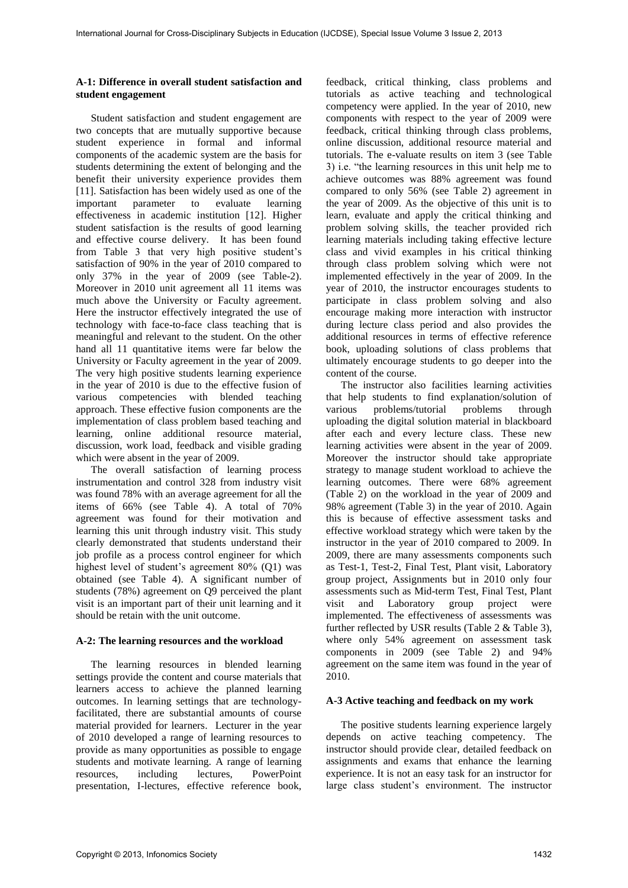### A-1: Difference in overall student satisfaction and student engagement

Student satisfaction and student engagement are two concepts that are mutually supportive because student experience in formal and informal components of the academic system are the basis for students determining the extent of belonging and the benefit their university experience provides them [11]. Satisfaction has been widely used as one of the important parameter to evaluate learning effectiveness in academic institution [12]. Higher student satisfaction is the results of good learning and effective course delivery. It has been found from Table 3 that very high positive student's satisfaction of 90% in the year of 2010 compared to only 37% in the year of 2009 (see Table-2). Moreover in 2010 unit agreement all 11 items was much above the University or Faculty agreement. Here the instructor effectively integrated the use of technology with face-to-face class teaching that is meaningful and relevant to the student. On the other hand all 11 quantitative items were far below the University or Faculty agreement in the year of 2009. The very high positive students learning experience in the year of 2010 is due to the effective fusion of various competencies with blended teaching approach. These effective fusion components are the implementation of class problem based teaching and learning, online additional resource material, discussion, work load, feedback and visible grading which were absent in the year of 2009.

The overall satisfaction of learning process instrumentation and control 328 from industry visit was found 78% with an average agreement for all the items of 66% (see Table 4). A total of 70% agreement was found for their motivation and learning this unit through industry visit. This study clearly demonstrated that students understand their job profile as a process control engineer for which highest level of student's agreement 80% (Q1) was obtained (see Table 4). A significant number of students (78%) agreement on Q9 perceived the plant visit is an important part of their unit learning and it should be retain with the unit outcome.

### A-2: The learning resources and the workload

The learning resources in blended learning settings provide the content and course materials that learners access to achieve the planned learning outcomes. In learning settings that are technology-facilitated, there are substantial amounts of course material provided for learners. Lecturer in the year of 2010 developed a range of learning resources to provide as many opportunities as possible to engage students and motivate learning. A range of learning resources, including lectures, PowerPoint presentation, I-lectures, effective reference book, feedback, critical thinking, class problems and tutorials as active teaching and technological competency were applied. In the year of 2010, new components with respect to the year of 2009 were feedback, critical thinking through class problems, online discussion, additional resource material and tutorials. The e-valuate results on item 3 (see Table 3) i.e. "the learning resources in this unit help me to achieve outcomes was 88% agreement was found compared to only 56% (see Table 2) agreement in the year of 2009. As the objective of this unit is to learn, evaluate and apply the critical thinking and problem solving skills, the teacher provided rich learning materials including taking effective lecture class and vivid examples in his critical thinking through class problem solving which were not implemented effectively in the year of 2009. In the year of 2010, the instructor encourages students to participate in class problem solving and also encourage making more interaction with instructor during lecture class period and also provides the additional resources in terms of effective reference book, uploading solutions of class problems that ultimately encourage students to go deeper into the content of the course.

The instructor also facilities learning activities that help students to find explanation/solution of various problems/tutorial problems through uploading the digital solution material in blackboard after each and every lecture class. These new learning activities were absent in the year of 2009. Moreover the instructor should take appropriate strategy to manage student workload to achieve the learning outcomes. There were 68% agreement (Table 2) on the workload in the year of 2009 and 98% agreement (Table 3) in the year of 2010. Again this is because of effective assessment tasks and effective workload strategy which were taken by the instructor in the year of 2010 compared to 2009. In 2009, there are many assessments components such as Test-1, Test-2, Final Test, Plant visit, Laboratory group project, Assignments but in 2010 only four assessments such as Mid-term Test, Final Test, Plant visit and Laboratory group project were implemented. The effectiveness of assessments was further reflected by USR results (Table 2 & Table 3), where only 54% agreement on assessment task components in 2009 (see Table 2) and 94% agreement on the same item was found in the year of 2010.

### A-3 Active teaching and feedback on my work

The positive students learning experience largely depends on active teaching competency. The instructor should provide clear, detailed feedback on assignments and exams that enhance the learning experience. It is not an easy task for an instructor for large class student's environment. The instructor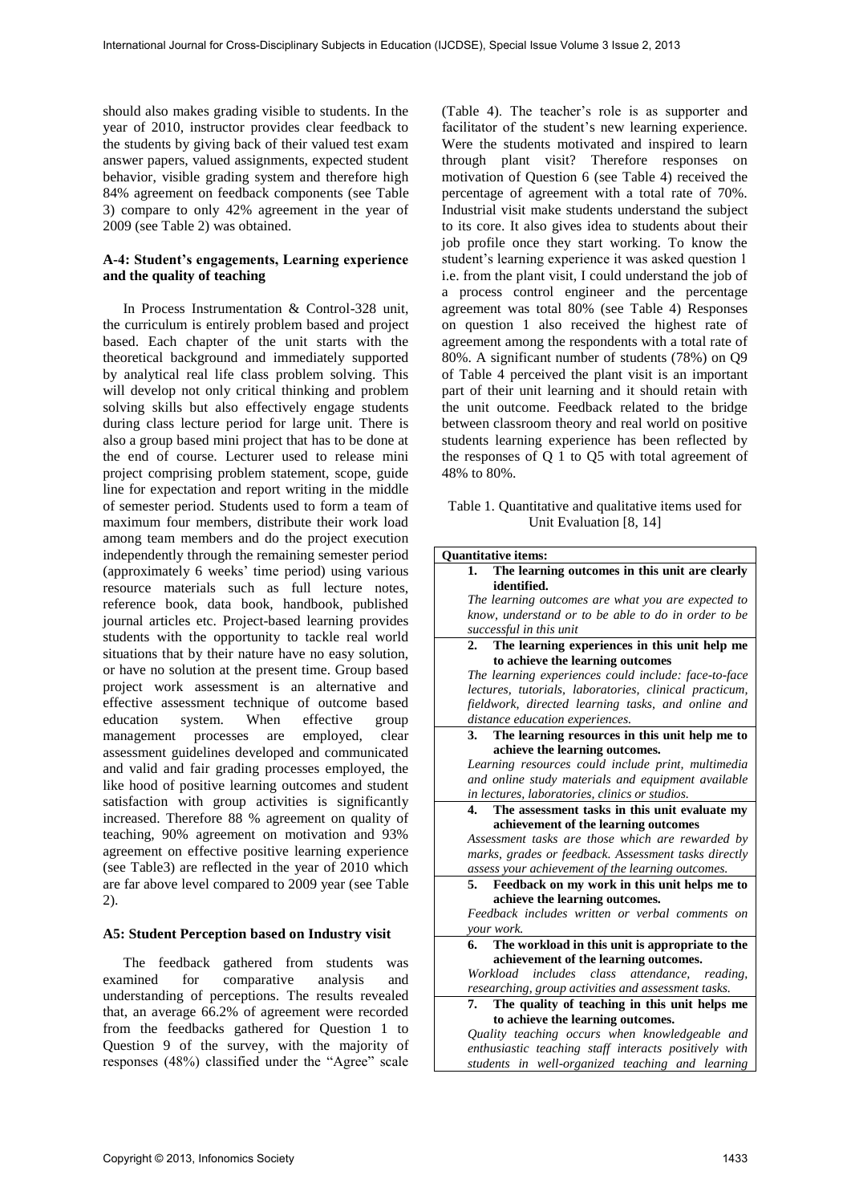should also makes grading visible to students. In the year of 2010, instructor provides clear feedback to the students by giving back of their valued test exam answer papers, valued assignments, expected student behavior, visible grading system and therefore high 84% agreement on feedback components (see Table 3) compare to only 42% agreement in the year of 2009 (see Table 2) was obtained.

### A-4: Student's engagements, Learning experience and the quality of teaching

In Process Instrumentation & Control-328 unit, the curriculum is entirely problem based and project based. Each chapter of the unit starts with the theoretical background and immediately supported by analytical real life class problem solving. This will develop not only critical thinking and problem solving skills but also effectively engage students during class lecture period for large unit. There is also a group based mini project that has to be done at the end of course. Lecturer used to release mini project comprising problem statement, scope, guide line for expectation and report writing in the middle of semester period. Students used to form a team of maximum four members, distribute their work load among team members and do the project execution independently through the remaining semester period (approximately 6 weeks' time period) using various resource materials such as full lecture notes, reference book, data book, handbook, published journal articles etc. Project-based learning provides students with the opportunity to tackle real world situations that by their nature have no easy solution, or have no solution at the present time. Group based project work assessment is an alternative and effective assessment technique of outcome based education system. When effective group management processes are employed, clear assessment guidelines developed and communicated and valid and fair grading processes employed, the like hood of positive learning outcomes and student satisfaction with group activities is significantly increased. Therefore 88 % agreement on quality of teaching, 90% agreement on motivation and 93% agreement on effective positive learning experience (see Table3) are reflected in the year of 2010 which are far above level compared to 2009 year (see Table 2).

### A5: Student Perception based on Industry visit

The feedback gathered from students was examined for comparative analysis and understanding of perceptions. The results revealed that, an average 66.2% of agreement were recorded from the feedbacks gathered for Question 1 to Question 9 of the survey, with the majority of responses (48%) classified under the "Agree" scale (Table 4). The teacher's role is as supporter and facilitator of the student's new learning experience. Were the students motivated and inspired to learn through plant visit? Therefore responses on motivation of Question 6 (see Table 4) received the percentage of agreement with a total rate of 70%. Industrial visit make students understand the subject to its core. It also gives idea to students about their job profile once they start working. To know the student's learning experience it was asked question 1 i.e. from the plant visit, I could understand the job of a process control engineer and the percentage agreement was total 80% (see Table 4) Responses on question 1 also received the highest rate of agreement among the respondents with a total rate of 80%. A significant number of students (78%) on Q9 of Table 4 perceived the plant visit is an important part of their unit learning and it should retain with the unit outcome. Feedback related to the bridge between classroom theory and real world on positive students learning experience has been reflected by the responses of Q 1 to Q5 with total agreement of 48% to 80%.

Table 1. Quantitative and qualitative items used for Unit Evaluation [8, 14]

| **Quantitative items:** |
|---|
| **1. The learning outcomes in this unit are clearly identified.** *The learning outcomes are what you are expected to know, understand or to be able to do in order to be successful in this unit* |
| **2. The learning experiences in this unit help me to achieve the learning outcomes** *The learning experiences could include: face-to-face lectures, tutorials, laboratories, clinical practicum, fieldwork, directed learning tasks, and online and distance education experiences.* |
| **3. The learning resources in this unit help me to achieve the learning outcomes.** *Learning resources could include print, multimedia and online study materials and equipment available in lectures, laboratories, clinics or studios.* |
| **4. The assessment tasks in this unit evaluate my achievement of the learning outcomes** *Assessment tasks are those which are rewarded by marks, grades or feedback. Assessment tasks directly assess your achievement of the learning outcomes.* |
| **5. Feedback on my work in this unit helps me to achieve the learning outcomes.** *Feedback includes written or verbal comments on your work.* |
| **6. The workload in this unit is appropriate to the achievement of the learning outcomes.** *Workload includes class attendance, reading, researching, group activities and assessment tasks.* |
| **7. The quality of teaching in this unit helps me to achieve the learning outcomes.** *Quality teaching occurs when knowledgeable and enthusiastic teaching staff interacts positively with students in well-organized teaching and learning* |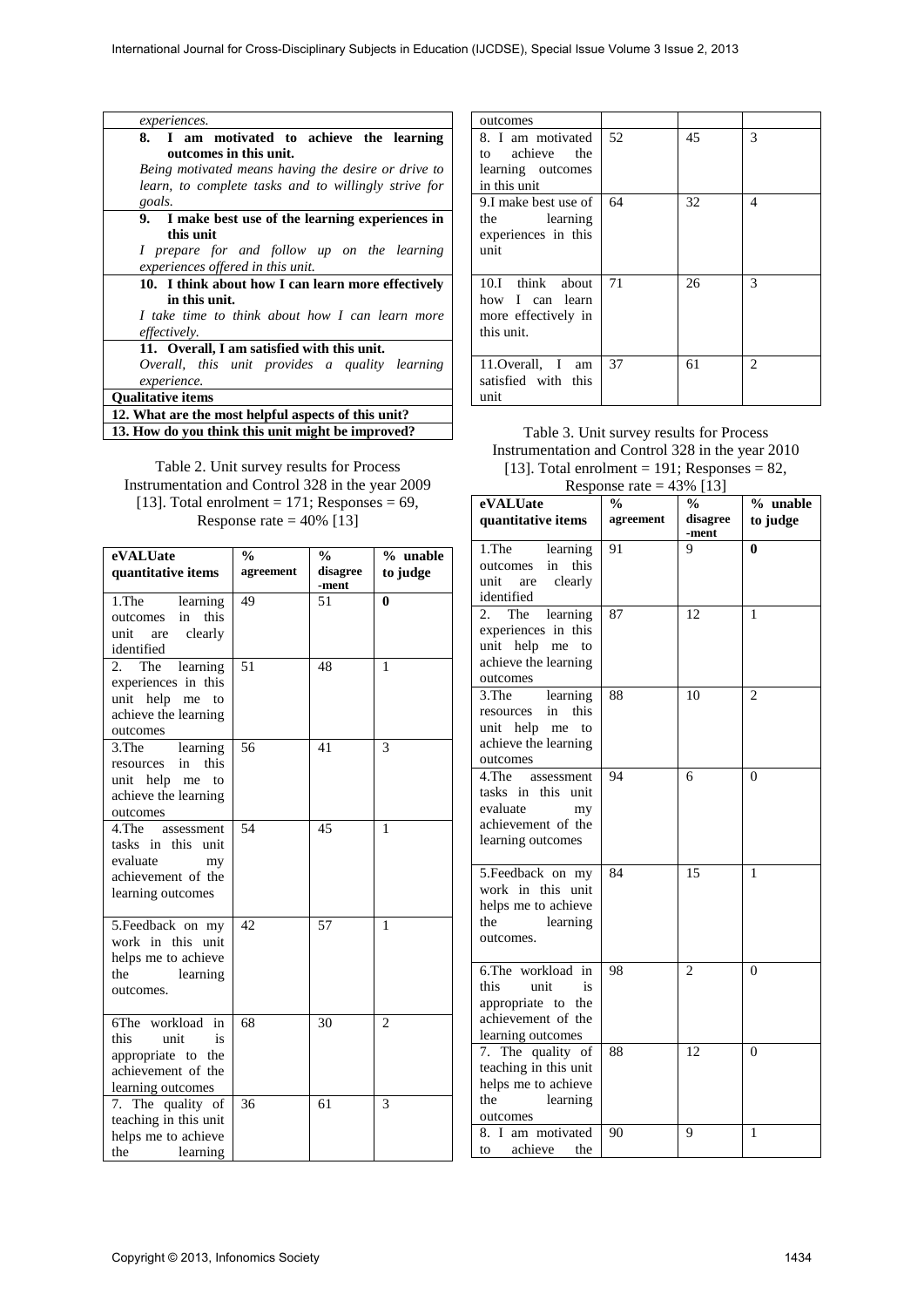| |
|---|
| *experiences.* |
| **8. I am motivated to achieve the learning outcomes in this unit.** *Being motivated means having the desire or drive to learn, to complete tasks and to willingly strive for goals.* |
| **9. I make best use of the learning experiences in this unit** *I prepare for and follow up on the learning experiences offered in this unit.* |
| **10. I think about how I can learn more effectively in this unit.** *I take time to think about how I can learn more effectively.* |
| **11. Overall, I am satisfied with this unit.** *Overall, this unit provides a quality learning experience.* |
| **Qualitative items** |
| **12. What are the most helpful aspects of this unit?** |
| **13. How do you think this unit might be improved?** |

Table 2. Unit survey results for Process Instrumentation and Control 328 in the year 2009 [13]. Total enrolment = 171; Responses = 69, Response rate = 40% [13]

| eVALUate quantitative items | % agreement | % disagree-ment | % unable to judge |
|---|---|---|---|
| 1.The learning outcomes in this unit are clearly identified | 49 | 51 | **0** |
| 2. The learning experiences in this unit help me to achieve the learning outcomes | 51 | 48 | 1 |
| 3.The learning resources in this unit help me to achieve the learning outcomes | 56 | 41 | 3 |
| 4.The assessment tasks in this unit evaluate my achievement of the learning outcomes | 54 | 45 | 1 |
| 5.Feedback on my work in this unit helps me to achieve the learning outcomes. | 42 | 57 | 1 |
| 6The workload in this unit is appropriate to the achievement of the learning outcomes | 68 | 30 | 2 |
| 7. The quality of teaching in this unit helps me to achieve the learning outcomes | 36 | 61 | 3 |
| 8. I am motivated to achieve the learning outcomes in this unit | 52 | 45 | 3 |
| 9.I make best use of the learning experiences in this unit | 64 | 32 | 4 |
| 10.I think about how I can learn more effectively in this unit. | 71 | 26 | 3 |
| 11.Overall, I am satisfied with this unit | 37 | 61 | 2 |

Table 3. Unit survey results for Process Instrumentation and Control 328 in the year 2010 [13]. Total enrolment = 191; Responses = 82, Response rate = 43% [13]

| eVALUate quantitative items | % agreement | % disagree-ment | % unable to judge |
|---|---|---|---|
| 1.The learning outcomes in this unit are clearly identified | 91 | 9 | **0** |
| 2. The learning experiences in this unit help me to achieve the learning outcomes | 87 | 12 | 1 |
| 3.The learning resources in this unit help me to achieve the learning outcomes | 88 | 10 | 2 |
| 4.The assessment tasks in this unit evaluate my achievement of the learning outcomes | 94 | 6 | 0 |
| 5.Feedback on my work in this unit helps me to achieve the learning outcomes. | 84 | 15 | 1 |
| 6.The workload in this unit is appropriate to the achievement of the learning outcomes | 98 | 2 | 0 |
| 7. The quality of teaching in this unit helps me to achieve the learning outcomes | 88 | 12 | 0 |
| 8. I am motivated to achieve the | 90 | 9 | 1 |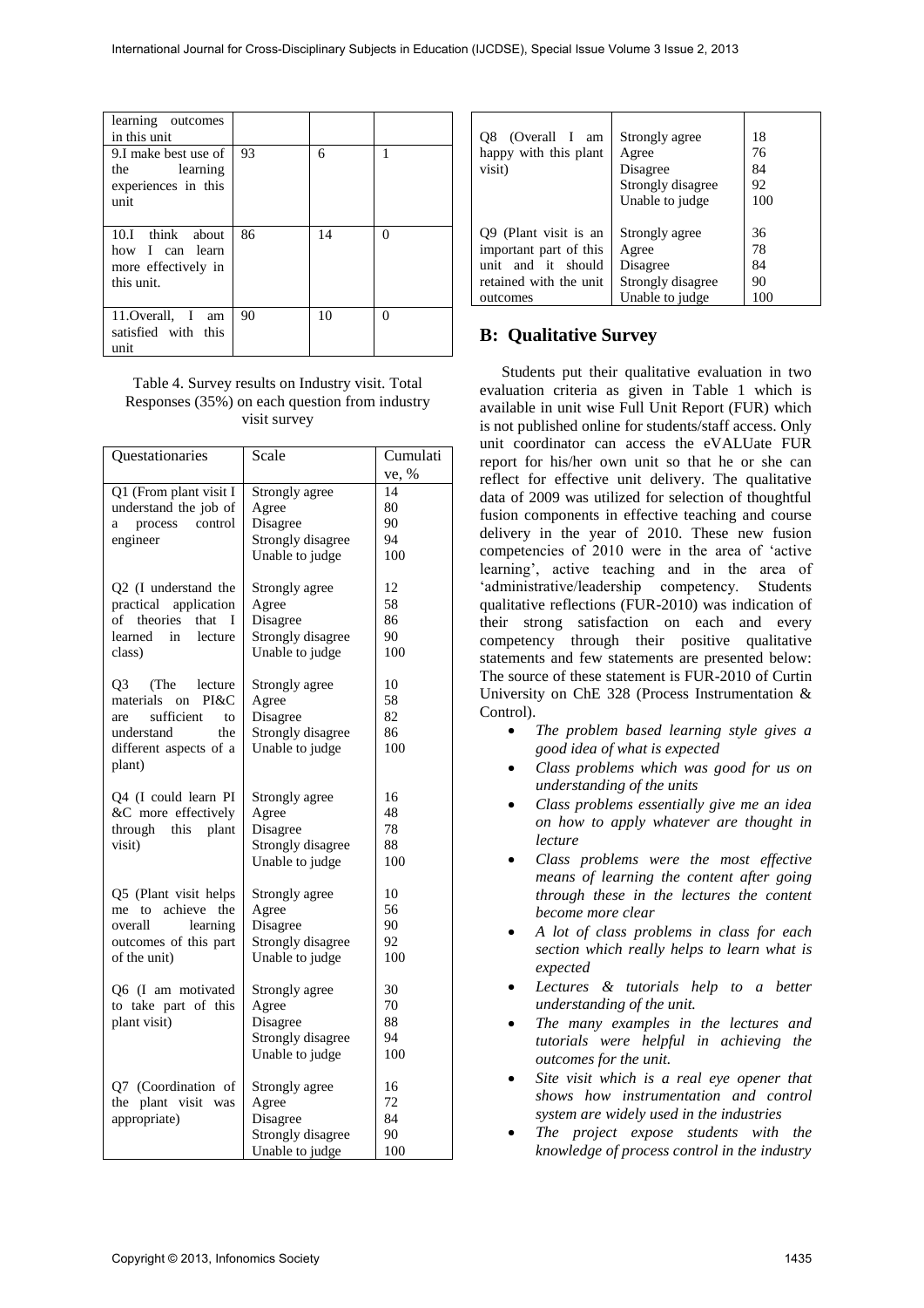| | | | |
|---|---|---|---|
| learning outcomes in this unit | | | |
| 9.I make best use of the learning experiences in this unit | 93 | 6 | 1 |
| 10.I think about how I can learn more effectively in this unit. | 86 | 14 | 0 |
| 11.Overall, I am satisfied with this unit | 90 | 10 | 0 |

Table 4. Survey results on Industry visit. Total Responses (35%) on each question from industry visit survey

| Questationaries | Scale | Cumulative, % |
|---|---|---|
| Q1 (From plant visit I understand the job of a process control engineer | Strongly agree<br>Agree<br>Disagree<br>Strongly disagree<br>Unable to judge | 14<br>80<br>90<br>94<br>100 |
| Q2 (I understand the practical application of theories that I learned in lecture class) | Strongly agree<br>Agree<br>Disagree<br>Strongly disagree<br>Unable to judge | 12<br>58<br>86<br>90<br>100 |
| Q3 (The lecture materials on PI&C are sufficient to understand the different aspects of a plant) | Strongly agree<br>Agree<br>Disagree<br>Strongly disagree<br>Unable to judge | 10<br>58<br>82<br>86<br>100 |
| Q4 (I could learn PI &C more effectively through this plant visit) | Strongly agree<br>Agree<br>Disagree<br>Strongly disagree<br>Unable to judge | 16<br>48<br>78<br>88<br>100 |
| Q5 (Plant visit helps me to achieve the overall learning outcomes of this part of the unit) | Strongly agree<br>Agree<br>Disagree<br>Strongly disagree<br>Unable to judge | 10<br>56<br>90<br>92<br>100 |
| Q6 (I am motivated to take part of this plant visit) | Strongly agree<br>Agree<br>Disagree<br>Strongly disagree<br>Unable to judge | 30<br>70<br>88<br>94<br>100 |
| Q7 (Coordination of the plant visit was appropriate) | Strongly agree<br>Agree<br>Disagree<br>Strongly disagree<br>Unable to judge | 16<br>72<br>84<br>90<br>100 |
| Q8 (Overall I am happy with this plant visit) | Strongly agree<br>Agree<br>Disagree<br>Strongly disagree<br>Unable to judge | 18<br>76<br>84<br>92<br>100 |
| Q9 (Plant visit is an important part of this unit and it should retained with the unit outcomes | Strongly agree<br>Agree<br>Disagree<br>Strongly disagree<br>Unable to judge | 36<br>78<br>84<br>90<br>100 |

## B: Qualitative Survey

Students put their qualitative evaluation in two evaluation criteria as given in Table 1 which is available in unit wise Full Unit Report (FUR) which is not published online for students/staff access. Only unit coordinator can access the eVALUate FUR report for his/her own unit so that he or she can reflect for effective unit delivery. The qualitative data of 2009 was utilized for selection of thoughtful fusion components in effective teaching and course delivery in the year of 2010. These new fusion competencies of 2010 were in the area of 'active learning', active teaching and in the area of 'administrative/leadership competency. Students qualitative reflections (FUR-2010) was indication of their strong satisfaction on each and every competency through their positive qualitative statements and few statements are presented below: The source of these statement is FUR-2010 of Curtin University on ChE 328 (Process Instrumentation & Control).

- *The problem based learning style gives a good idea of what is expected*
- *Class problems which was good for us on understanding of the units*
- *Class problems essentially give me an idea on how to apply whatever are thought in lecture*
- *Class problems were the most effective means of learning the content after going through these in the lectures the content become more clear*
- *A lot of class problems in class for each section which really helps to learn what is expected*
- *Lectures & tutorials help to a better understanding of the unit.*
- *The many examples in the lectures and tutorials were helpful in achieving the outcomes for the unit.*
- *Site visit which is a real eye opener that shows how instrumentation and control system are widely used in the industries*
- *The project expose students with the knowledge of process control in the industry*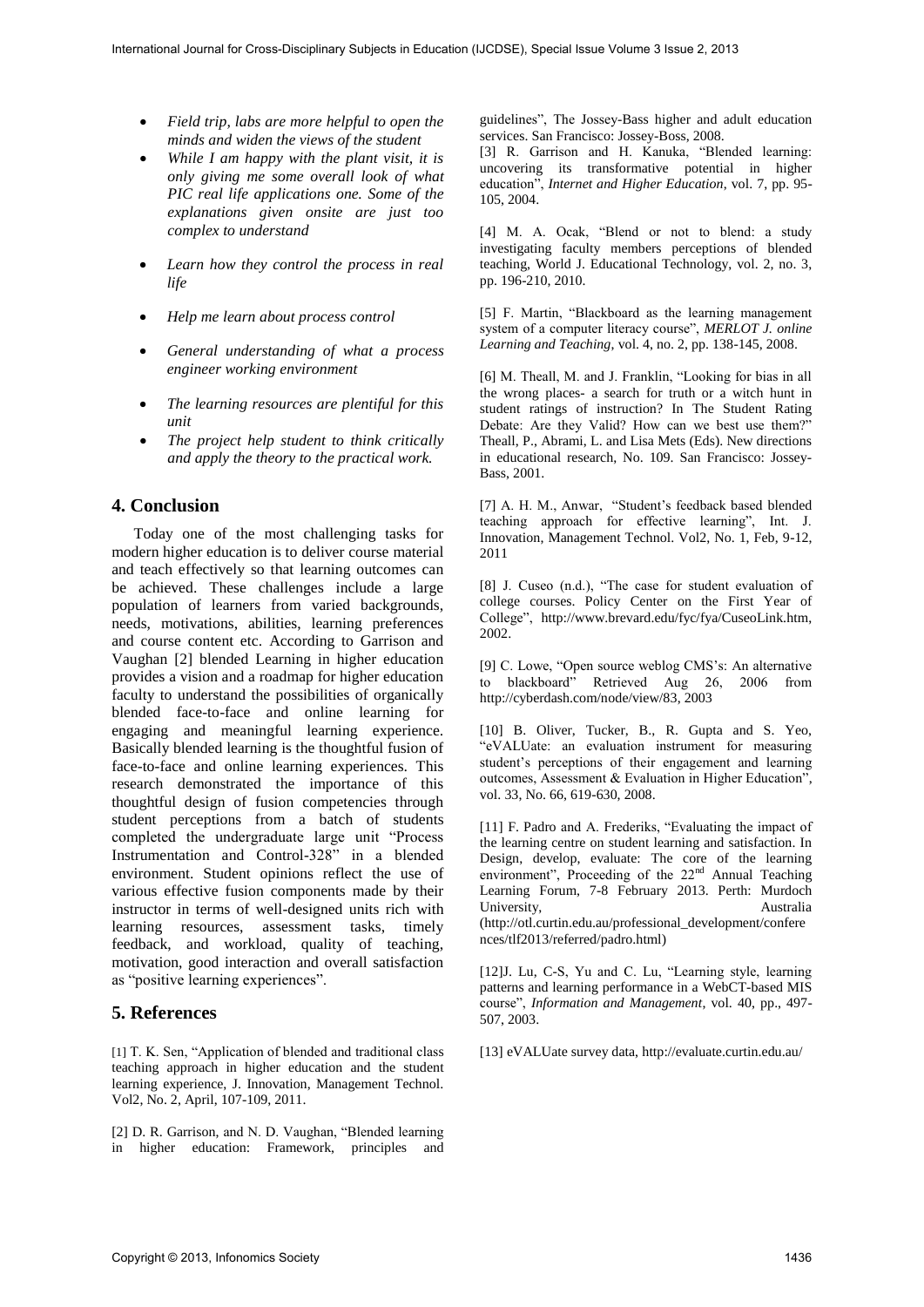- *Field trip, labs are more helpful to open the minds and widen the views of the student*
- *While I am happy with the plant visit, it is only giving me some overall look of what PIC real life applications one. Some of the explanations given onsite are just too complex to understand*
- *Learn how they control the process in real life*
- *Help me learn about process control*
- *General understanding of what a process engineer working environment*
- *The learning resources are plentiful for this unit*
- *The project help student to think critically and apply the theory to the practical work.*

## 4. Conclusion

Today one of the most challenging tasks for modern higher education is to deliver course material and teach effectively so that learning outcomes can be achieved. These challenges include a large population of learners from varied backgrounds, needs, motivations, abilities, learning preferences and course content etc. According to Garrison and Vaughan [2] blended Learning in higher education provides a vision and a roadmap for higher education faculty to understand the possibilities of organically blended face-to-face and online learning for engaging and meaningful learning experience. Basically blended learning is the thoughtful fusion of face-to-face and online learning experiences. This research demonstrated the importance of this thoughtful design of fusion competencies through student perceptions from a batch of students completed the undergraduate large unit "Process Instrumentation and Control-328" in a blended environment. Student opinions reflect the use of various effective fusion components made by their instructor in terms of well-designed units rich with learning resources, assessment tasks, timely feedback, and workload, quality of teaching, motivation, good interaction and overall satisfaction as "positive learning experiences".

## 5. References

[1] T. K. Sen, "Application of blended and traditional class teaching approach in higher education and the student learning experience, J. Innovation, Management Technol. Vol2, No. 2, April, 107-109, 2011.

[2] D. R. Garrison, and N. D. Vaughan, "Blended learning in higher education: Framework, principles and guidelines", The Jossey-Bass higher and adult education services. San Francisco: Jossey-Boss, 2008.

[3] R. Garrison and H. Kanuka, "Blended learning: uncovering its transformative potential in higher education", *Internet and Higher Education*, vol. 7, pp. 95-105, 2004.

[4] M. A. Ocak, "Blend or not to blend: a study investigating faculty members perceptions of blended teaching, World J. Educational Technology, vol. 2, no. 3, pp. 196-210, 2010.

[5] F. Martin, "Blackboard as the learning management system of a computer literacy course", *MERLOT J. online Learning and Teaching*, vol. 4, no. 2, pp. 138-145, 2008.

[6] M. Theall, M. and J. Franklin, "Looking for bias in all the wrong places- a search for truth or a witch hunt in student ratings of instruction? In The Student Rating Debate: Are they Valid? How can we best use them?" Theall, P., Abrami, L. and Lisa Mets (Eds). New directions in educational research, No. 109. San Francisco: Jossey-Bass, 2001.

[7] A. H. M., Anwar, "Student's feedback based blended teaching approach for effective learning", Int. J. Innovation, Management Technol. Vol2, No. 1, Feb, 9-12, 2011

[8] J. Cuseo (n.d.), "The case for student evaluation of college courses. Policy Center on the First Year of College", http://www.brevard.edu/fyc/fya/CuseoLink.htm, 2002.

[9] C. Lowe, "Open source weblog CMS's: An alternative to blackboard" Retrieved Aug 26, 2006 from http://cyberdash.com/node/view/83, 2003

[10] B. Oliver, Tucker, B., R. Gupta and S. Yeo, "eVALUate: an evaluation instrument for measuring student's perceptions of their engagement and learning outcomes, Assessment & Evaluation in Higher Education", vol. 33, No. 66, 619-630, 2008.

[11] F. Padro and A. Frederiks, "Evaluating the impact of the learning centre on student learning and satisfaction. In Design, develop, evaluate: The core of the learning environment", Proceeding of the 22nd Annual Teaching Learning Forum, 7-8 February 2013. Perth: Murdoch University, Australia (http://otl.curtin.edu.au/professional_development/conferences/tlf2013/referred/padro.html)

[12] J. Lu, C-S, Yu and C. Lu, "Learning style, learning patterns and learning performance in a WebCT-based MIS course", *Information and Management*, vol. 40, pp., 497-507, 2003.

[13] eVALUate survey data, http://evaluate.curtin.edu.au/